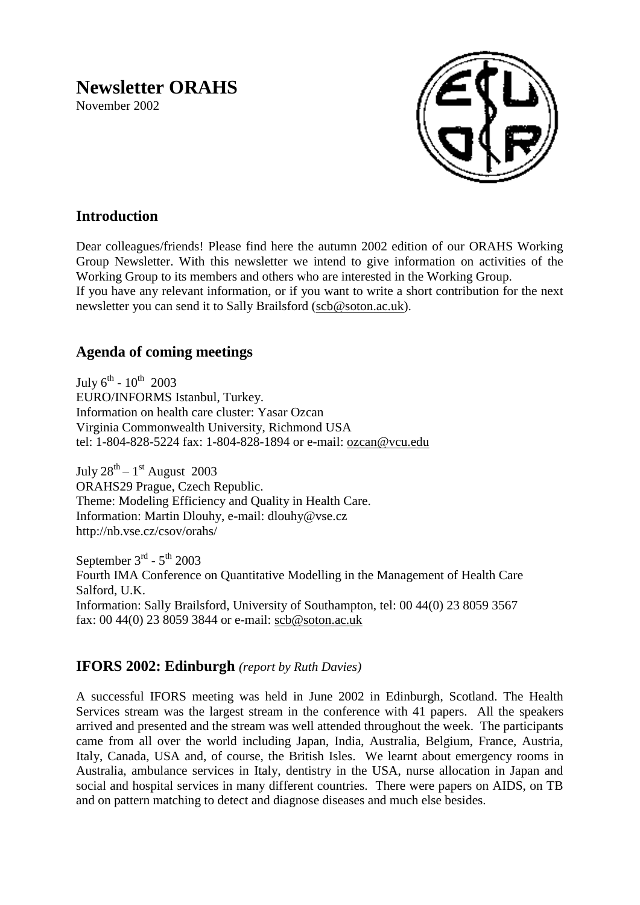# Newsletter ORAHS

November 2002

## Introduction

Dear colleagues/friends! Please find here the autumn 2002 edition of our ORAHS Working Group Newsletter. With this newsletter we intend to give information on activities of the Working Group to its members and others who are interested in the Working Group.
If you have any relevant information, or if you want to write a short contribution for the next newsletter you can send it to Sally Brailsford (scb@soton.ac.uk).

## Agenda of coming meetings

July 6th - 10th 2003
EURO/INFORMS Istanbul, Turkey.
Information on health care cluster: Yasar Ozcan
Virginia Commonwealth University, Richmond USA
tel: 1-804-828-5224 fax: 1-804-828-1894 or e-mail: ozcan@vcu.edu

July 28th – 1st August 2003
ORAHS29 Prague, Czech Republic.
Theme: Modeling Efficiency and Quality in Health Care.
Information: Martin Dlouhy, e-mail: dlouhy@vse.cz
http://nb.vse.cz/csov/orahs/

September 3rd - 5th 2003
Fourth IMA Conference on Quantitative Modelling in the Management of Health Care
Salford, U.K.
Information: Sally Brailsford, University of Southampton, tel: 00 44(0) 23 8059 3567
fax: 00 44(0) 23 8059 3844 or e-mail: scb@soton.ac.uk

## IFORS 2002: Edinburgh *(report by Ruth Davies)*

A successful IFORS meeting was held in June 2002 in Edinburgh, Scotland. The Health Services stream was the largest stream in the conference with 41 papers. All the speakers arrived and presented and the stream was well attended throughout the week. The participants came from all over the world including Japan, India, Australia, Belgium, France, Austria, Italy, Canada, USA and, of course, the British Isles. We learnt about emergency rooms in Australia, ambulance services in Italy, dentistry in the USA, nurse allocation in Japan and social and hospital services in many different countries. There were papers on AIDS, on TB and on pattern matching to detect and diagnose diseases and much else besides.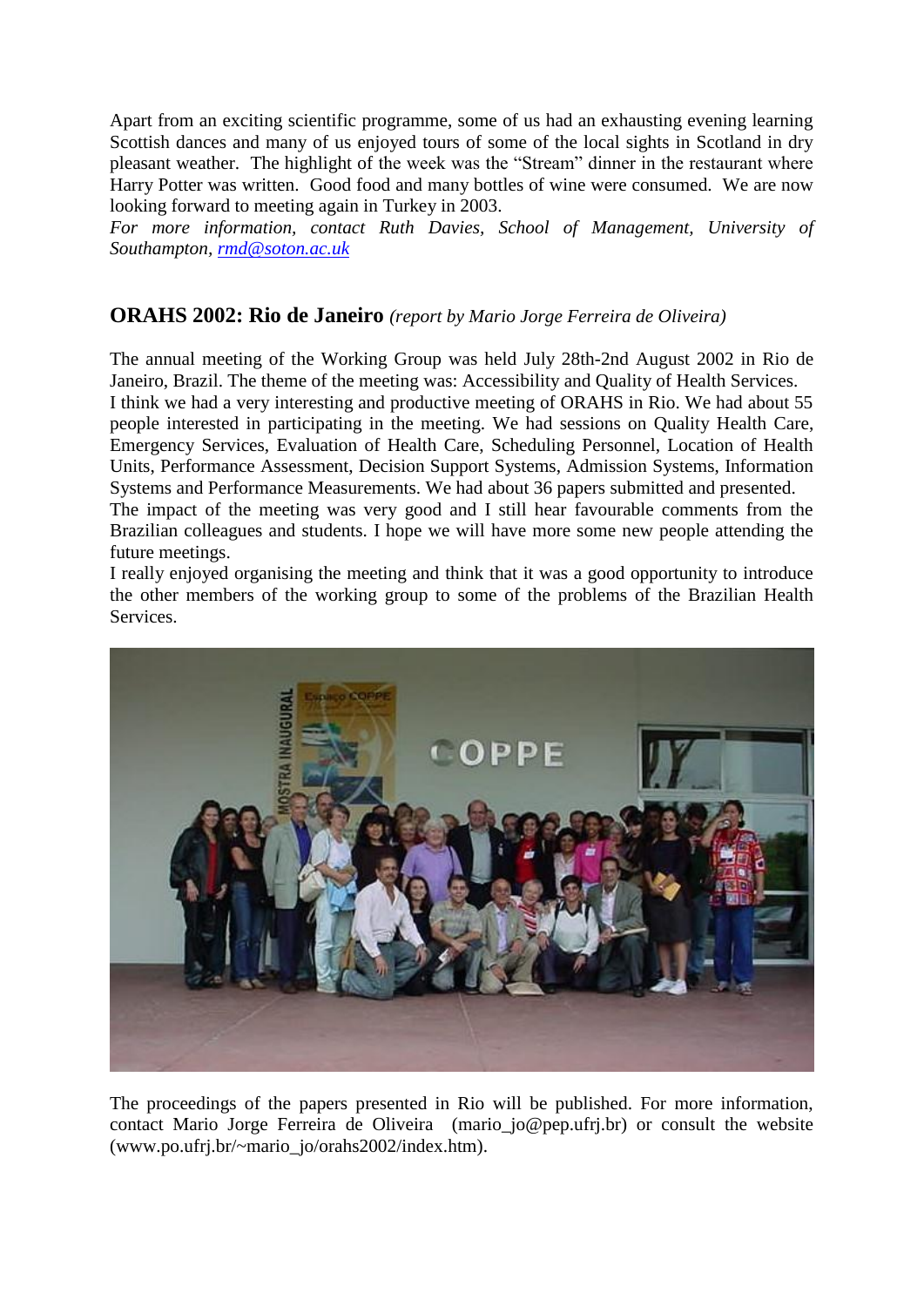Apart from an exciting scientific programme, some of us had an exhausting evening learning Scottish dances and many of us enjoyed tours of some of the local sights in Scotland in dry pleasant weather. The highlight of the week was the "Stream" dinner in the restaurant where Harry Potter was written. Good food and many bottles of wine were consumed. We are now looking forward to meeting again in Turkey in 2003.

*For more information, contact Ruth Davies, School of Management, University of Southampton, rmd@soton.ac.uk*

## ORAHS 2002: Rio de Janeiro *(report by Mario Jorge Ferreira de Oliveira)*

The annual meeting of the Working Group was held July 28th-2nd August 2002 in Rio de Janeiro, Brazil. The theme of the meeting was: Accessibility and Quality of Health Services.

I think we had a very interesting and productive meeting of ORAHS in Rio. We had about 55 people interested in participating in the meeting. We had sessions on Quality Health Care, Emergency Services, Evaluation of Health Care, Scheduling Personnel, Location of Health Units, Performance Assessment, Decision Support Systems, Admission Systems, Information Systems and Performance Measurements. We had about 36 papers submitted and presented.

The impact of the meeting was very good and I still hear favourable comments from the Brazilian colleagues and students. I hope we will have more some new people attending the future meetings.

I really enjoyed organising the meeting and think that it was a good opportunity to introduce the other members of the working group to some of the problems of the Brazilian Health Services.

The proceedings of the papers presented in Rio will be published. For more information, contact Mario Jorge Ferreira de Oliveira (mario_jo@pep.ufrj.br) or consult the website (www.po.ufrj.br/~mario_jo/orahs2002/index.htm).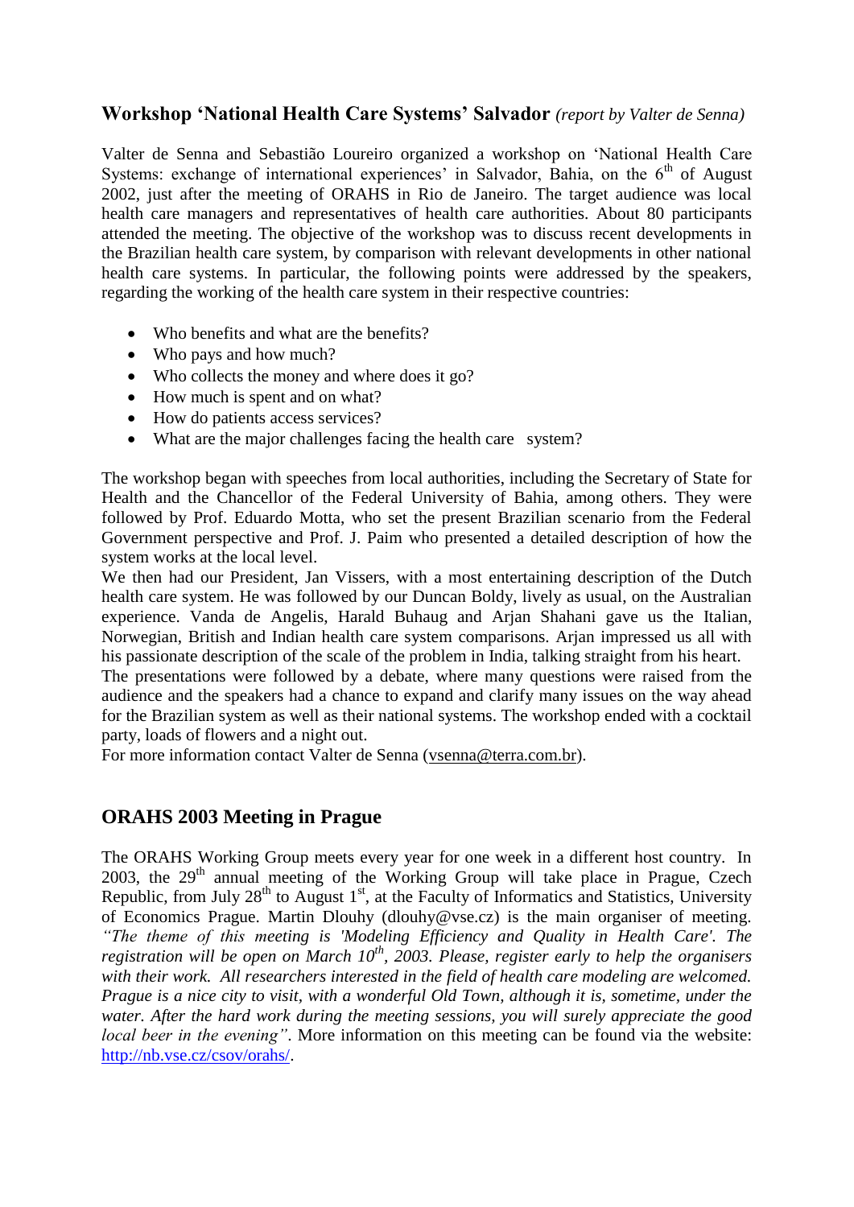## Workshop 'National Health Care Systems' Salvador *(report by Valter de Senna)*

Valter de Senna and Sebastião Loureiro organized a workshop on 'National Health Care Systems: exchange of international experiences' in Salvador, Bahia, on the 6th of August 2002, just after the meeting of ORAHS in Rio de Janeiro. The target audience was local health care managers and representatives of health care authorities. About 80 participants attended the meeting. The objective of the workshop was to discuss recent developments in the Brazilian health care system, by comparison with relevant developments in other national health care systems. In particular, the following points were addressed by the speakers, regarding the working of the health care system in their respective countries:

- Who benefits and what are the benefits?
- Who pays and how much?
- Who collects the money and where does it go?
- How much is spent and on what?
- How do patients access services?
- What are the major challenges facing the health care system?

The workshop began with speeches from local authorities, including the Secretary of State for Health and the Chancellor of the Federal University of Bahia, among others. They were followed by Prof. Eduardo Motta, who set the present Brazilian scenario from the Federal Government perspective and Prof. J. Paim who presented a detailed description of how the system works at the local level.

We then had our President, Jan Vissers, with a most entertaining description of the Dutch health care system. He was followed by our Duncan Boldy, lively as usual, on the Australian experience. Vanda de Angelis, Harald Buhaug and Arjan Shahani gave us the Italian, Norwegian, British and Indian health care system comparisons. Arjan impressed us all with his passionate description of the scale of the problem in India, talking straight from his heart.

The presentations were followed by a debate, where many questions were raised from the audience and the speakers had a chance to expand and clarify many issues on the way ahead for the Brazilian system as well as their national systems. The workshop ended with a cocktail party, loads of flowers and a night out.

For more information contact Valter de Senna (vsenna@terra.com.br).

## ORAHS 2003 Meeting in Prague

The ORAHS Working Group meets every year for one week in a different host country. In 2003, the 29th annual meeting of the Working Group will take place in Prague, Czech Republic, from July 28th to August 1st, at the Faculty of Informatics and Statistics, University of Economics Prague. Martin Dlouhy (dlouhy@vse.cz) is the main organiser of meeting. *"The theme of this meeting is 'Modeling Efficiency and Quality in Health Care'. The registration will be open on March 10th, 2003. Please, register early to help the organisers with their work. All researchers interested in the field of health care modeling are welcomed. Prague is a nice city to visit, with a wonderful Old Town, although it is, sometime, under the water. After the hard work during the meeting sessions, you will surely appreciate the good local beer in the evening"*. More information on this meeting can be found via the website: http://nb.vse.cz/csov/orahs/.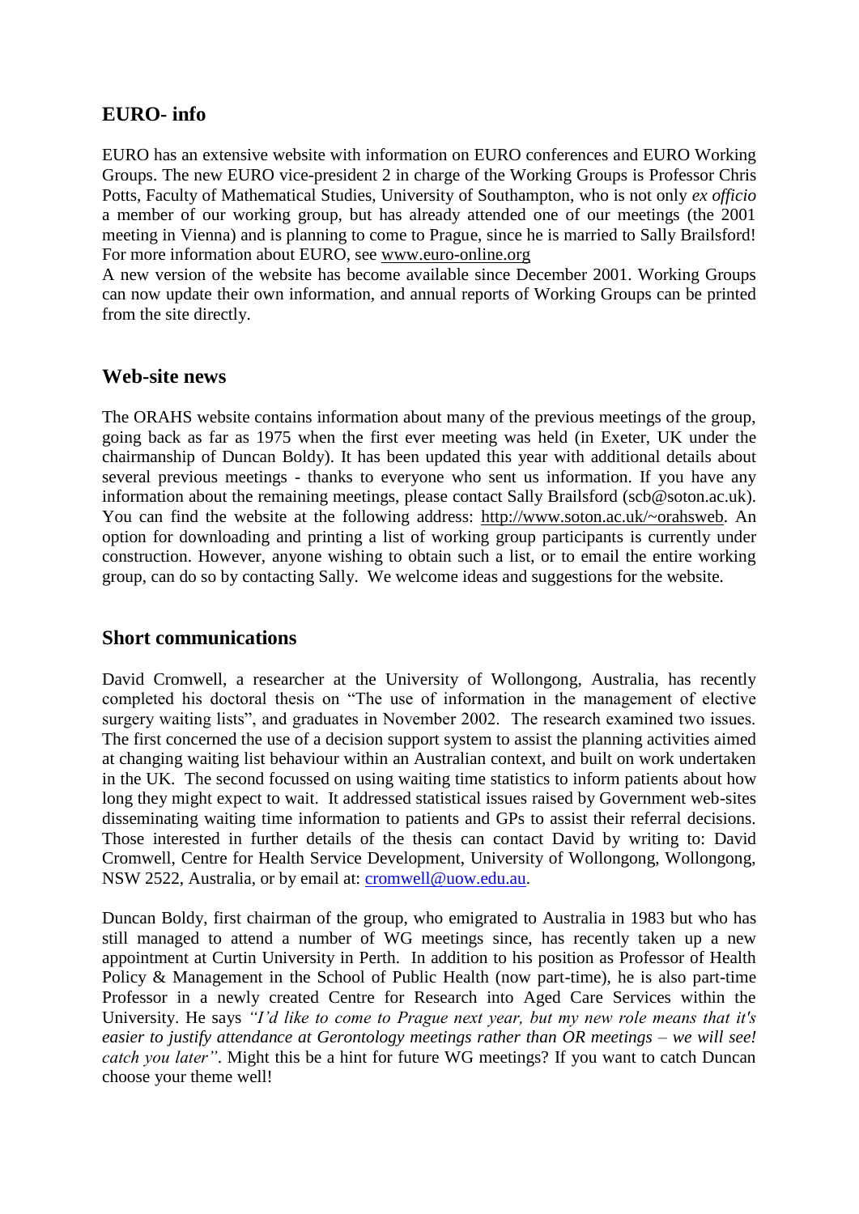## EURO- info

EURO has an extensive website with information on EURO conferences and EURO Working Groups. The new EURO vice-president 2 in charge of the Working Groups is Professor Chris Potts, Faculty of Mathematical Studies, University of Southampton, who is not only *ex officio* a member of our working group, but has already attended one of our meetings (the 2001 meeting in Vienna) and is planning to come to Prague, since he is married to Sally Brailsford! For more information about EURO, see www.euro-online.org

A new version of the website has become available since December 2001. Working Groups can now update their own information, and annual reports of Working Groups can be printed from the site directly.

## Web-site news

The ORAHS website contains information about many of the previous meetings of the group, going back as far as 1975 when the first ever meeting was held (in Exeter, UK under the chairmanship of Duncan Boldy). It has been updated this year with additional details about several previous meetings - thanks to everyone who sent us information. If you have any information about the remaining meetings, please contact Sally Brailsford (scb@soton.ac.uk). You can find the website at the following address: http://www.soton.ac.uk/~orahsweb. An option for downloading and printing a list of working group participants is currently under construction. However, anyone wishing to obtain such a list, or to email the entire working group, can do so by contacting Sally. We welcome ideas and suggestions for the website.

## Short communications

David Cromwell, a researcher at the University of Wollongong, Australia, has recently completed his doctoral thesis on "The use of information in the management of elective surgery waiting lists", and graduates in November 2002. The research examined two issues. The first concerned the use of a decision support system to assist the planning activities aimed at changing waiting list behaviour within an Australian context, and built on work undertaken in the UK. The second focussed on using waiting time statistics to inform patients about how long they might expect to wait. It addressed statistical issues raised by Government web-sites disseminating waiting time information to patients and GPs to assist their referral decisions. Those interested in further details of the thesis can contact David by writing to: David Cromwell, Centre for Health Service Development, University of Wollongong, Wollongong, NSW 2522, Australia, or by email at: cromwell@uow.edu.au.

Duncan Boldy, first chairman of the group, who emigrated to Australia in 1983 but who has still managed to attend a number of WG meetings since, has recently taken up a new appointment at Curtin University in Perth. In addition to his position as Professor of Health Policy & Management in the School of Public Health (now part-time), he is also part-time Professor in a newly created Centre for Research into Aged Care Services within the University. He says *"I'd like to come to Prague next year, but my new role means that it's easier to justify attendance at Gerontology meetings rather than OR meetings – we will see! catch you later"*. Might this be a hint for future WG meetings? If you want to catch Duncan choose your theme well!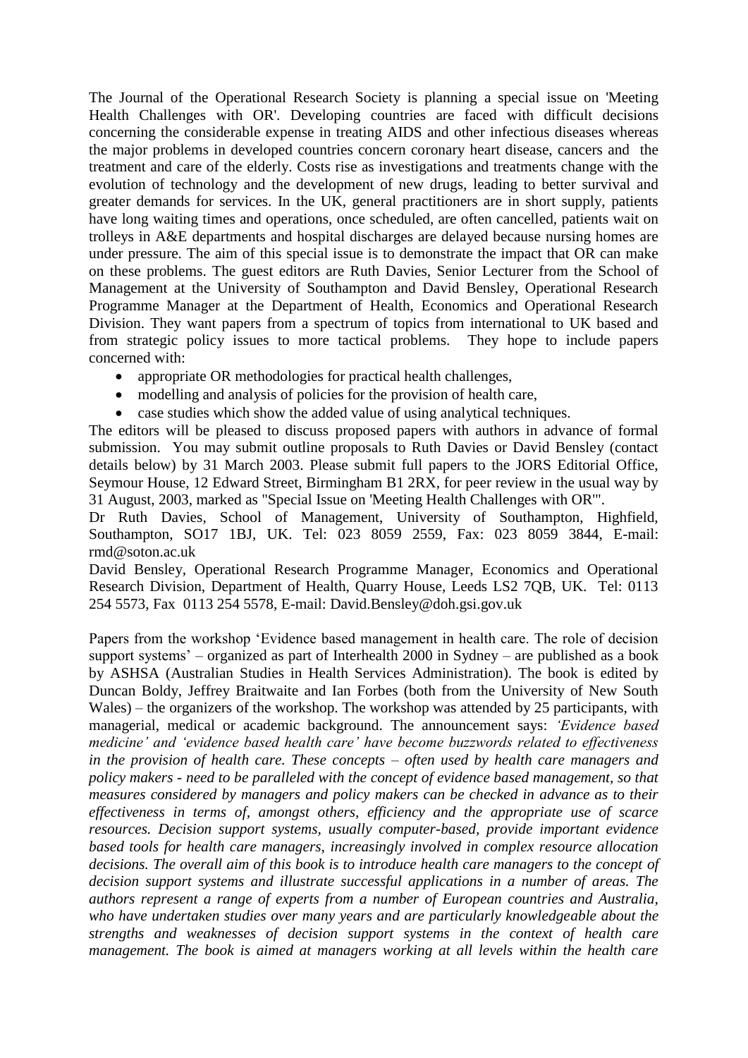The Journal of the Operational Research Society is planning a special issue on 'Meeting Health Challenges with OR'. Developing countries are faced with difficult decisions concerning the considerable expense in treating AIDS and other infectious diseases whereas the major problems in developed countries concern coronary heart disease, cancers and the treatment and care of the elderly. Costs rise as investigations and treatments change with the evolution of technology and the development of new drugs, leading to better survival and greater demands for services. In the UK, general practitioners are in short supply, patients have long waiting times and operations, once scheduled, are often cancelled, patients wait on trolleys in A&E departments and hospital discharges are delayed because nursing homes are under pressure. The aim of this special issue is to demonstrate the impact that OR can make on these problems. The guest editors are Ruth Davies, Senior Lecturer from the School of Management at the University of Southampton and David Bensley, Operational Research Programme Manager at the Department of Health, Economics and Operational Research Division. They want papers from a spectrum of topics from international to UK based and from strategic policy issues to more tactical problems. They hope to include papers concerned with:

- appropriate OR methodologies for practical health challenges,
- modelling and analysis of policies for the provision of health care,
- case studies which show the added value of using analytical techniques.

The editors will be pleased to discuss proposed papers with authors in advance of formal submission. You may submit outline proposals to Ruth Davies or David Bensley (contact details below) by 31 March 2003. Please submit full papers to the JORS Editorial Office, Seymour House, 12 Edward Street, Birmingham B1 2RX, for peer review in the usual way by 31 August, 2003, marked as "Special Issue on 'Meeting Health Challenges with OR'".

Dr Ruth Davies, School of Management, University of Southampton, Highfield, Southampton, SO17 1BJ, UK. Tel: 023 8059 2559, Fax: 023 8059 3844, E-mail: rmd@soton.ac.uk

David Bensley, Operational Research Programme Manager, Economics and Operational Research Division, Department of Health, Quarry House, Leeds LS2 7QB, UK. Tel: 0113 254 5573, Fax 0113 254 5578, E-mail: David.Bensley@doh.gsi.gov.uk

Papers from the workshop 'Evidence based management in health care. The role of decision support systems' – organized as part of Interhealth 2000 in Sydney – are published as a book by ASHSA (Australian Studies in Health Services Administration). The book is edited by Duncan Boldy, Jeffrey Braitwaite and Ian Forbes (both from the University of New South Wales) – the organizers of the workshop. The workshop was attended by 25 participants, with managerial, medical or academic background. The announcement says: *'Evidence based medicine' and 'evidence based health care' have become buzzwords related to effectiveness in the provision of health care. These concepts – often used by health care managers and policy makers - need to be paralleled with the concept of evidence based management, so that measures considered by managers and policy makers can be checked in advance as to their effectiveness in terms of, amongst others, efficiency and the appropriate use of scarce resources. Decision support systems, usually computer-based, provide important evidence based tools for health care managers, increasingly involved in complex resource allocation decisions. The overall aim of this book is to introduce health care managers to the concept of decision support systems and illustrate successful applications in a number of areas. The authors represent a range of experts from a number of European countries and Australia, who have undertaken studies over many years and are particularly knowledgeable about the strengths and weaknesses of decision support systems in the context of health care management. The book is aimed at managers working at all levels within the health care*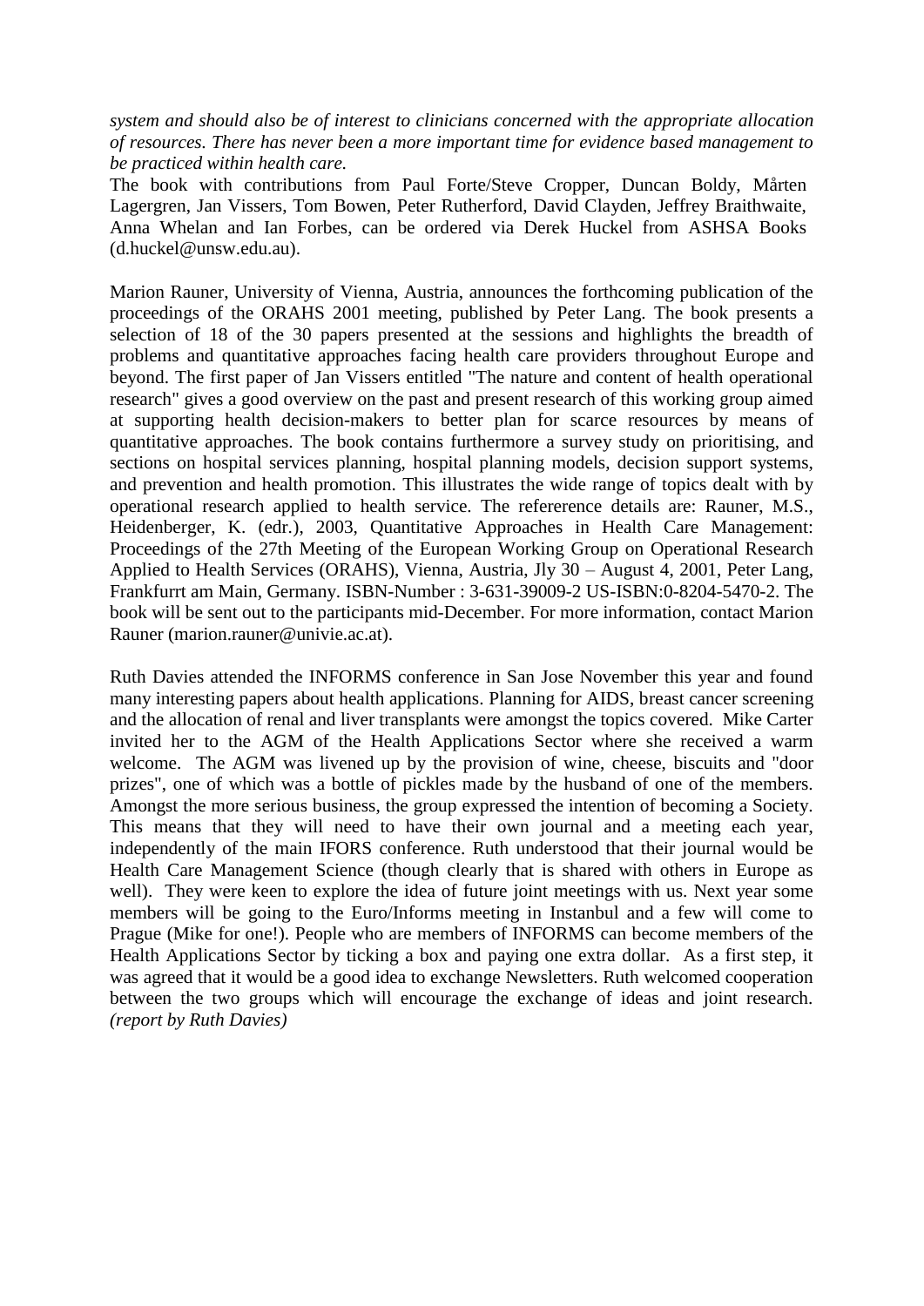*system and should also be of interest to clinicians concerned with the appropriate allocation of resources. There has never been a more important time for evidence based management to be practiced within health care.*

The book with contributions from Paul Forte/Steve Cropper, Duncan Boldy, Mårten Lagergren, Jan Vissers, Tom Bowen, Peter Rutherford, David Clayden, Jeffrey Braithwaite, Anna Whelan and Ian Forbes, can be ordered via Derek Huckel from ASHSA Books (d.huckel@unsw.edu.au).

Marion Rauner, University of Vienna, Austria, announces the forthcoming publication of the proceedings of the ORAHS 2001 meeting, published by Peter Lang. The book presents a selection of 18 of the 30 papers presented at the sessions and highlights the breadth of problems and quantitative approaches facing health care providers throughout Europe and beyond. The first paper of Jan Vissers entitled "The nature and content of health operational research" gives a good overview on the past and present research of this working group aimed at supporting health decision-makers to better plan for scarce resources by means of quantitative approaches. The book contains furthermore a survey study on prioritising, and sections on hospital services planning, hospital planning models, decision support systems, and prevention and health promotion. This illustrates the wide range of topics dealt with by operational research applied to health service. The refererence details are: Rauner, M.S., Heidenberger, K. (edr.), 2003, Quantitative Approaches in Health Care Management: Proceedings of the 27th Meeting of the European Working Group on Operational Research Applied to Health Services (ORAHS), Vienna, Austria, Jly 30 – August 4, 2001, Peter Lang, Frankfurrt am Main, Germany. ISBN-Number : 3-631-39009-2 US-ISBN:0-8204-5470-2. The book will be sent out to the participants mid-December. For more information, contact Marion Rauner (marion.rauner@univie.ac.at).

Ruth Davies attended the INFORMS conference in San Jose November this year and found many interesting papers about health applications. Planning for AIDS, breast cancer screening and the allocation of renal and liver transplants were amongst the topics covered. Mike Carter invited her to the AGM of the Health Applications Sector where she received a warm welcome. The AGM was livened up by the provision of wine, cheese, biscuits and "door prizes", one of which was a bottle of pickles made by the husband of one of the members. Amongst the more serious business, the group expressed the intention of becoming a Society. This means that they will need to have their own journal and a meeting each year, independently of the main IFORS conference. Ruth understood that their journal would be Health Care Management Science (though clearly that is shared with others in Europe as well). They were keen to explore the idea of future joint meetings with us. Next year some members will be going to the Euro/Informs meeting in Instanbul and a few will come to Prague (Mike for one!). People who are members of INFORMS can become members of the Health Applications Sector by ticking a box and paying one extra dollar. As a first step, it was agreed that it would be a good idea to exchange Newsletters. Ruth welcomed cooperation between the two groups which will encourage the exchange of ideas and joint research. *(report by Ruth Davies)*